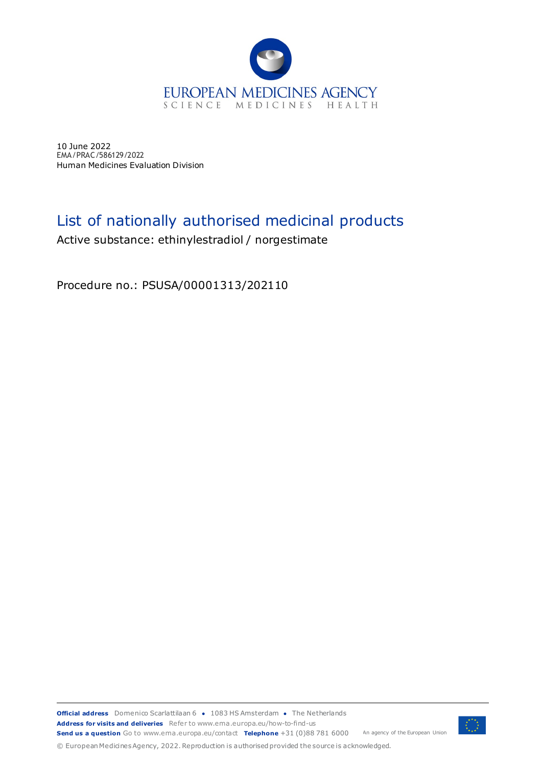EUROPEAN MEDICINES AGENCY
SCIENCE MEDICINES HEALTH

10 June 2022
EMA/PRAC/586129/2022
Human Medicines Evaluation Division

# List of nationally authorised medicinal products

Active substance: ethinylestradiol / norgestimate

Procedure no.: PSUSA/00001313/202110

**Official address** Domenico Scarlattilaan 6 ● 1083 HS Amsterdam ● The Netherlands
**Address for visits and deliveries** Refer to www.ema.europa.eu/how-to-find-us
**Send us a question** Go to www.ema.europa.eu/contact **Telephone** +31 (0)88 781 6000 An agency of the European Union

© European Medicines Agency, 2022. Reproduction is authorised provided the source is acknowledged.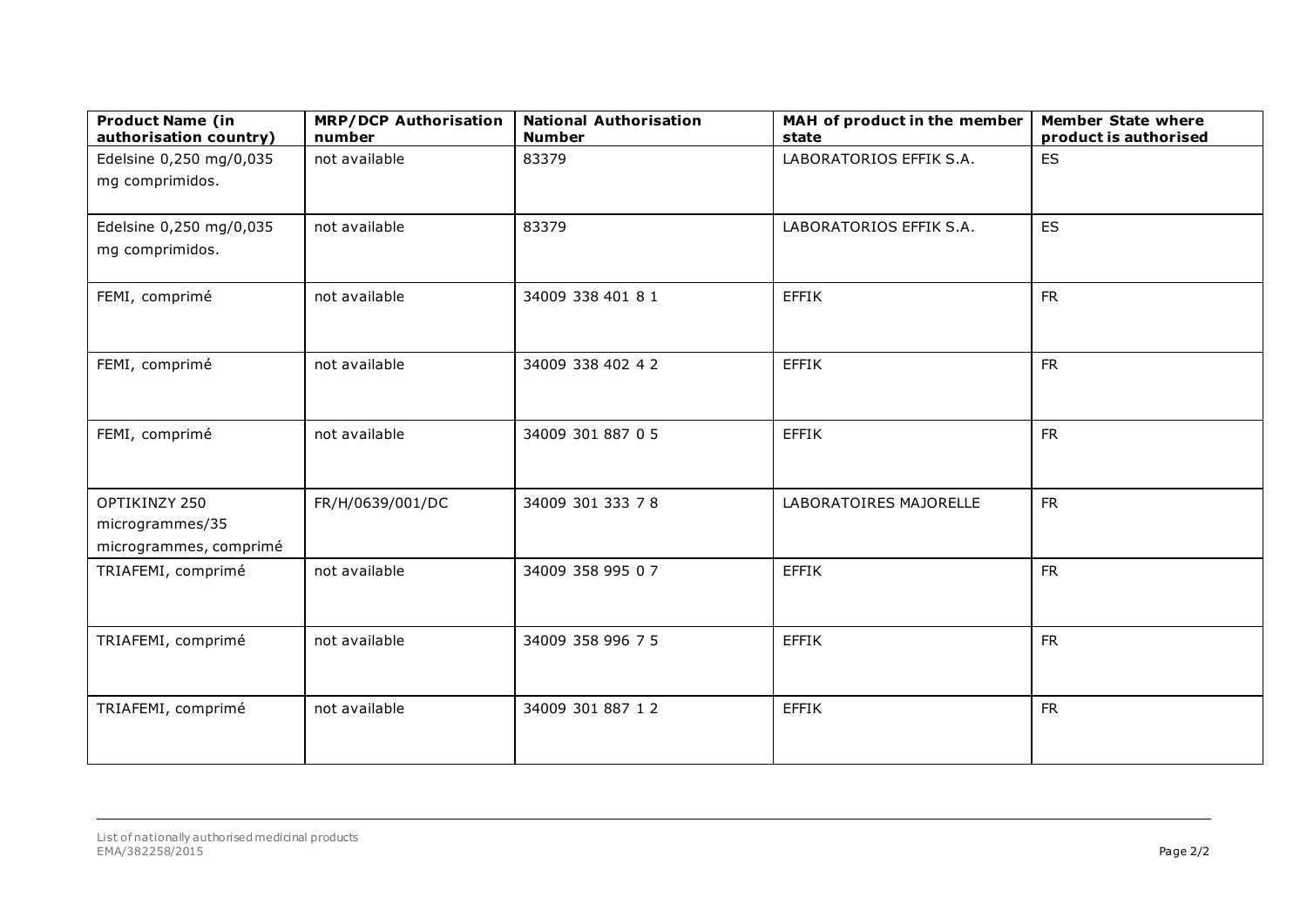| Product Name (in authorisation country) | MRP/DCP Authorisation number | National Authorisation Number | MAH of product in the member state | Member State where product is authorised |
|---|---|---|---|---|
| Edelsine 0,250 mg/0,035 mg comprimidos. | not available | 83379 | LABORATORIOS EFFIK S.A. | ES |
| Edelsine 0,250 mg/0,035 mg comprimidos. | not available | 83379 | LABORATORIOS EFFIK S.A. | ES |
| FEMI, comprimé | not available | 34009 338 401 8 1 | EFFIK | FR |
| FEMI, comprimé | not available | 34009 338 402 4 2 | EFFIK | FR |
| FEMI, comprimé | not available | 34009 301 887 0 5 | EFFIK | FR |
| OPTIKINZY 250 microgrammes/35 microgrammes, comprimé | FR/H/0639/001/DC | 34009 301 333 7 8 | LABORATOIRES MAJORELLE | FR |
| TRIAFEMI, comprimé | not available | 34009 358 995 0 7 | EFFIK | FR |
| TRIAFEMI, comprimé | not available | 34009 358 996 7 5 | EFFIK | FR |
| TRIAFEMI, comprimé | not available | 34009 301 887 1 2 | EFFIK | FR |